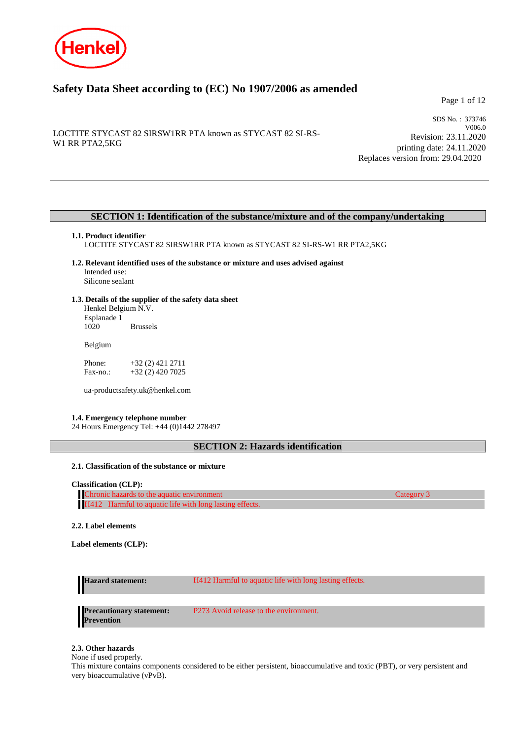Henkel

# Safety Data Sheet according to (EC) No 1907/2006 as amended

LOCTITE STYCAST 82 SIRSW1RR PTA known as STYCAST 82 SI-RS-W1 RR PTA2,5KG

SDS No. : 373746
V006.0
Revision: 23.11.2020
printing date: 24.11.2020
Replaces version from: 29.04.2020

## SECTION 1: Identification of the substance/mixture and of the company/undertaking

### 1.1. Product identifier

LOCTITE STYCAST 82 SIRSW1RR PTA known as STYCAST 82 SI-RS-W1 RR PTA2,5KG

### 1.2. Relevant identified uses of the substance or mixture and uses advised against

Intended use:
Silicone sealant

### 1.3. Details of the supplier of the safety data sheet

Henkel Belgium N.V.
Esplanade 1
1020 Brussels

Belgium

Phone: +32 (2) 421 2711
Fax-no.: +32 (2) 420 7025

ua-productsafety.uk@henkel.com

### 1.4. Emergency telephone number

24 Hours Emergency Tel: +44 (0)1442 278497

## SECTION 2: Hazards identification

### 2.1. Classification of the substance or mixture

**Classification (CLP):**

| Chronic hazards to the aquatic environment | Category 3 |
|---|---|
| H412 Harmful to aquatic life with long lasting effects. | |

### 2.2. Label elements

**Label elements (CLP):**

| | |
|---|---|
| **Hazard statement:** | H412 Harmful to aquatic life with long lasting effects. |
| **Precautionary statement: Prevention** | P273 Avoid release to the environment. |

### 2.3. Other hazards

None if used properly.
This mixture contains components considered to be either persistent, bioaccumulative and toxic (PBT), or very persistent and very bioaccumulative (vPvB).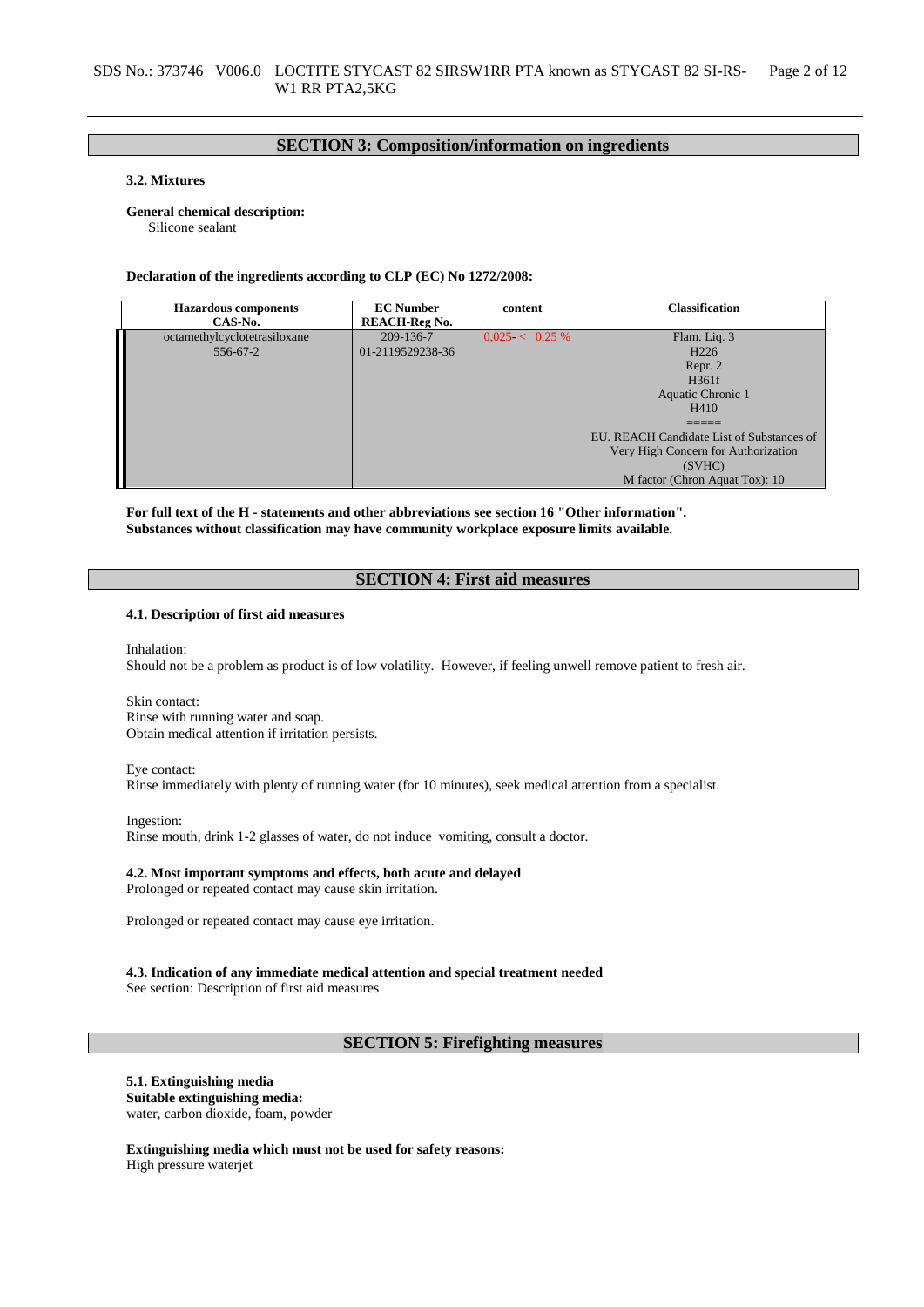## SECTION 3: Composition/information on ingredients

**3.2. Mixtures**

**General chemical description:**
Silicone sealant

**Declaration of the ingredients according to CLP (EC) No 1272/2008:**

| Hazardous components<br>CAS-No. | EC Number<br>REACH-Reg No. | content | Classification |
|---|---|---|---|
| octamethylcyclotetrasiloxane<br>556-67-2 | 209-136-7<br>01-2119529238-36 | 0,025- < 0,25 % | Flam. Liq. 3<br>H226<br>Repr. 2<br>H361f<br>Aquatic Chronic 1<br>H410<br>=====<br>EU. REACH Candidate List of Substances of Very High Concern for Authorization (SVHC)<br>M factor (Chron Aquat Tox): 10 |

**For full text of the H - statements and other abbreviations see section 16 "Other information".**
**Substances without classification may have community workplace exposure limits available.**

## SECTION 4: First aid measures

**4.1. Description of first aid measures**

Inhalation:
Should not be a problem as product is of low volatility. However, if feeling unwell remove patient to fresh air.

Skin contact:
Rinse with running water and soap.
Obtain medical attention if irritation persists.

Eye contact:
Rinse immediately with plenty of running water (for 10 minutes), seek medical attention from a specialist.

Ingestion:
Rinse mouth, drink 1-2 glasses of water, do not induce vomiting, consult a doctor.

**4.2. Most important symptoms and effects, both acute and delayed**
Prolonged or repeated contact may cause skin irritation.

Prolonged or repeated contact may cause eye irritation.

**4.3. Indication of any immediate medical attention and special treatment needed**
See section: Description of first aid measures

## SECTION 5: Firefighting measures

**5.1. Extinguishing media**
**Suitable extinguishing media:**
water, carbon dioxide, foam, powder

**Extinguishing media which must not be used for safety reasons:**
High pressure waterjet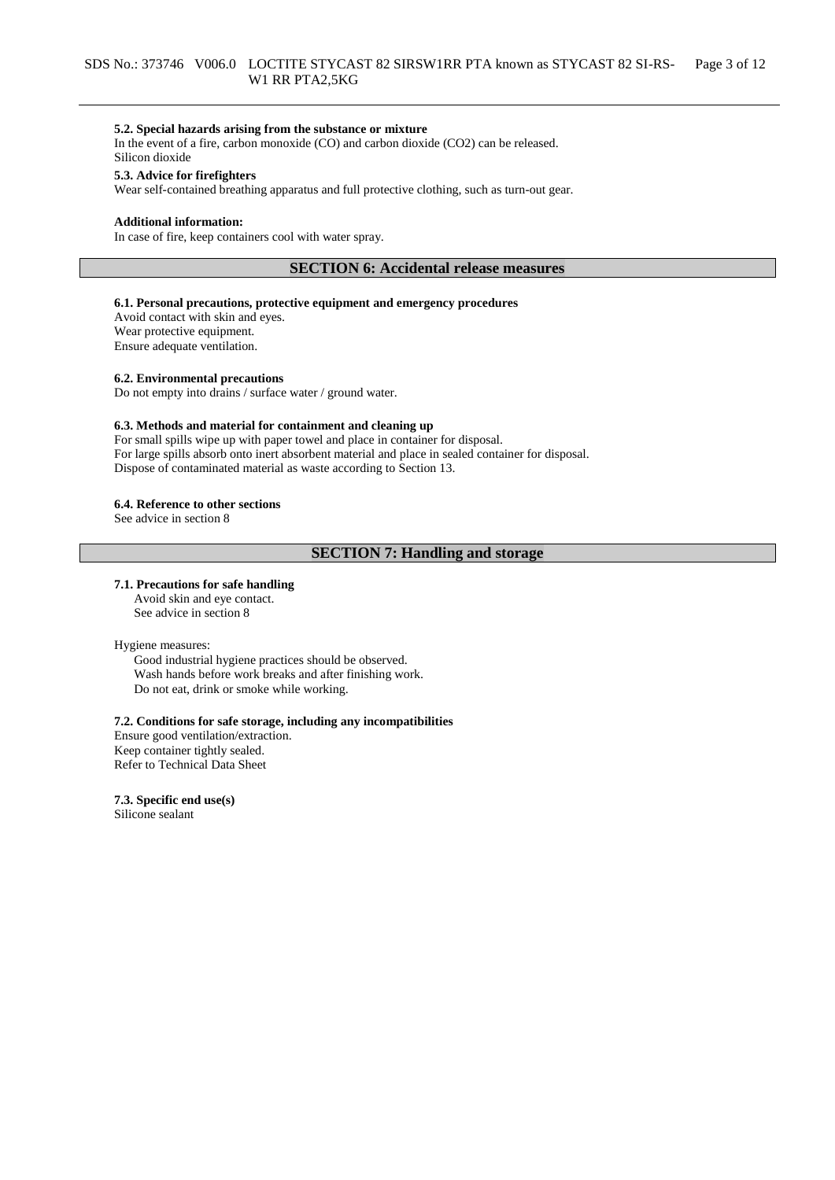**5.2. Special hazards arising from the substance or mixture**
In the event of a fire, carbon monoxide (CO) and carbon dioxide ($CO_2$) can be released.
Silicon dioxide

**5.3. Advice for firefighters**
Wear self-contained breathing apparatus and full protective clothing, such as turn-out gear.

**Additional information:**
In case of fire, keep containers cool with water spray.

## SECTION 6: Accidental release measures

**6.1. Personal precautions, protective equipment and emergency procedures**
Avoid contact with skin and eyes.
Wear protective equipment.
Ensure adequate ventilation.

**6.2. Environmental precautions**
Do not empty into drains / surface water / ground water.

**6.3. Methods and material for containment and cleaning up**
For small spills wipe up with paper towel and place in container for disposal.
For large spills absorb onto inert absorbent material and place in sealed container for disposal.
Dispose of contaminated material as waste according to Section 13.

**6.4. Reference to other sections**
See advice in section 8

## SECTION 7: Handling and storage

**7.1. Precautions for safe handling**
Avoid skin and eye contact.
See advice in section 8

Hygiene measures:
Good industrial hygiene practices should be observed.
Wash hands before work breaks and after finishing work.
Do not eat, drink or smoke while working.

**7.2. Conditions for safe storage, including any incompatibilities**
Ensure good ventilation/extraction.
Keep container tightly sealed.
Refer to Technical Data Sheet

**7.3. Specific end use(s)**
Silicone sealant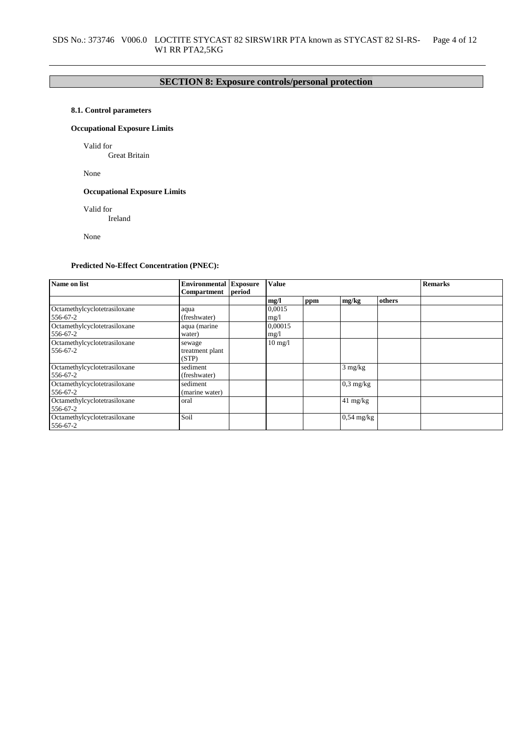## SECTION 8: Exposure controls/personal protection

### 8.1. Control parameters

**Occupational Exposure Limits**

Valid for
Great Britain

None

**Occupational Exposure Limits**

Valid for
Ireland

None

**Predicted No-Effect Concentration (PNEC):**

| Name on list | Environmental Compartment | Exposure period | Value | | | | Remarks |
|---|---|---|---|---|---|---|---|
| | | | mg/l | ppm | mg/kg | others | |
| Octamethylcyclotetrasiloxane 556-67-2 | aqua (freshwater) | | 0,0015 mg/l | | | | |
| Octamethylcyclotetrasiloxane 556-67-2 | aqua (marine water) | | 0,00015 mg/l | | | | |
| Octamethylcyclotetrasiloxane 556-67-2 | sewage treatment plant (STP) | | 10 mg/l | | | | |
| Octamethylcyclotetrasiloxane 556-67-2 | sediment (freshwater) | | | | 3 mg/kg | | |
| Octamethylcyclotetrasiloxane 556-67-2 | sediment (marine water) | | | | 0,3 mg/kg | | |
| Octamethylcyclotetrasiloxane 556-67-2 | oral | | | | 41 mg/kg | | |
| Octamethylcyclotetrasiloxane 556-67-2 | Soil | | | | 0,54 mg/kg | | |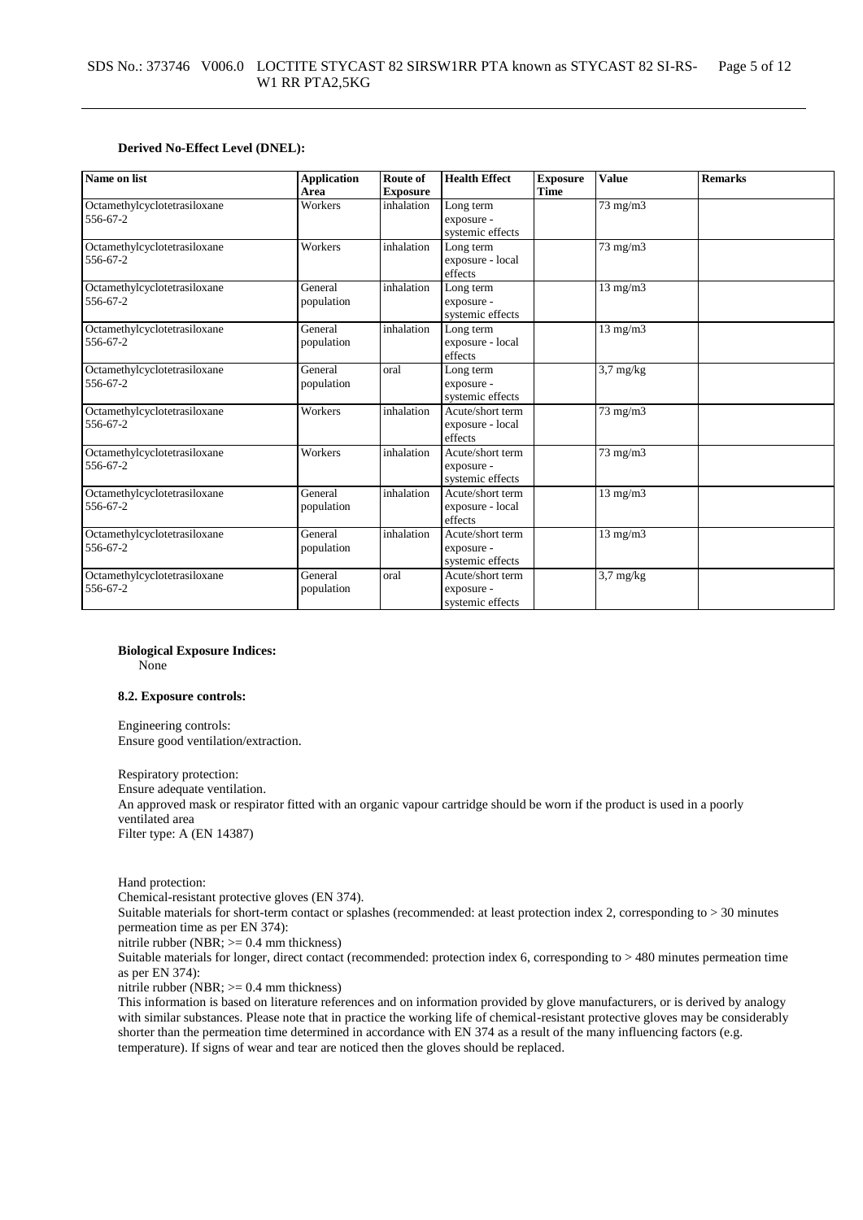**Derived No-Effect Level (DNEL):**

| Name on list | Application Area | Route of Exposure | Health Effect | Exposure Time | Value | Remarks |
|---|---|---|---|---|---|---|
| Octamethylcyclotetrasiloxane 556-67-2 | Workers | inhalation | Long term exposure - systemic effects | | 73 mg/m3 | |
| Octamethylcyclotetrasiloxane 556-67-2 | Workers | inhalation | Long term exposure - local effects | | 73 mg/m3 | |
| Octamethylcyclotetrasiloxane 556-67-2 | General population | inhalation | Long term exposure - systemic effects | | 13 mg/m3 | |
| Octamethylcyclotetrasiloxane 556-67-2 | General population | inhalation | Long term exposure - local effects | | 13 mg/m3 | |
| Octamethylcyclotetrasiloxane 556-67-2 | General population | oral | Long term exposure - systemic effects | | 3,7 mg/kg | |
| Octamethylcyclotetrasiloxane 556-67-2 | Workers | inhalation | Acute/short term exposure - local effects | | 73 mg/m3 | |
| Octamethylcyclotetrasiloxane 556-67-2 | Workers | inhalation | Acute/short term exposure - systemic effects | | 73 mg/m3 | |
| Octamethylcyclotetrasiloxane 556-67-2 | General population | inhalation | Acute/short term exposure - local effects | | 13 mg/m3 | |
| Octamethylcyclotetrasiloxane 556-67-2 | General population | inhalation | Acute/short term exposure - systemic effects | | 13 mg/m3 | |
| Octamethylcyclotetrasiloxane 556-67-2 | General population | oral | Acute/short term exposure - systemic effects | | 3,7 mg/kg | |

**Biological Exposure Indices:**
None

**8.2. Exposure controls:**

Engineering controls:
Ensure good ventilation/extraction.

Respiratory protection:
Ensure adequate ventilation.
An approved mask or respirator fitted with an organic vapour cartridge should be worn if the product is used in a poorly ventilated area
Filter type: A (EN 14387)

Hand protection:
Chemical-resistant protective gloves (EN 374).
Suitable materials for short-term contact or splashes (recommended: at least protection index 2, corresponding to > 30 minutes permeation time as per EN 374):
nitrile rubber (NBR; >= 0.4 mm thickness)
Suitable materials for longer, direct contact (recommended: protection index 6, corresponding to > 480 minutes permeation time as per EN 374):
nitrile rubber (NBR; >= 0.4 mm thickness)
This information is based on literature references and on information provided by glove manufacturers, or is derived by analogy with similar substances. Please note that in practice the working life of chemical-resistant protective gloves may be considerably shorter than the permeation time determined in accordance with EN 374 as a result of the many influencing factors (e.g. temperature). If signs of wear and tear are noticed then the gloves should be replaced.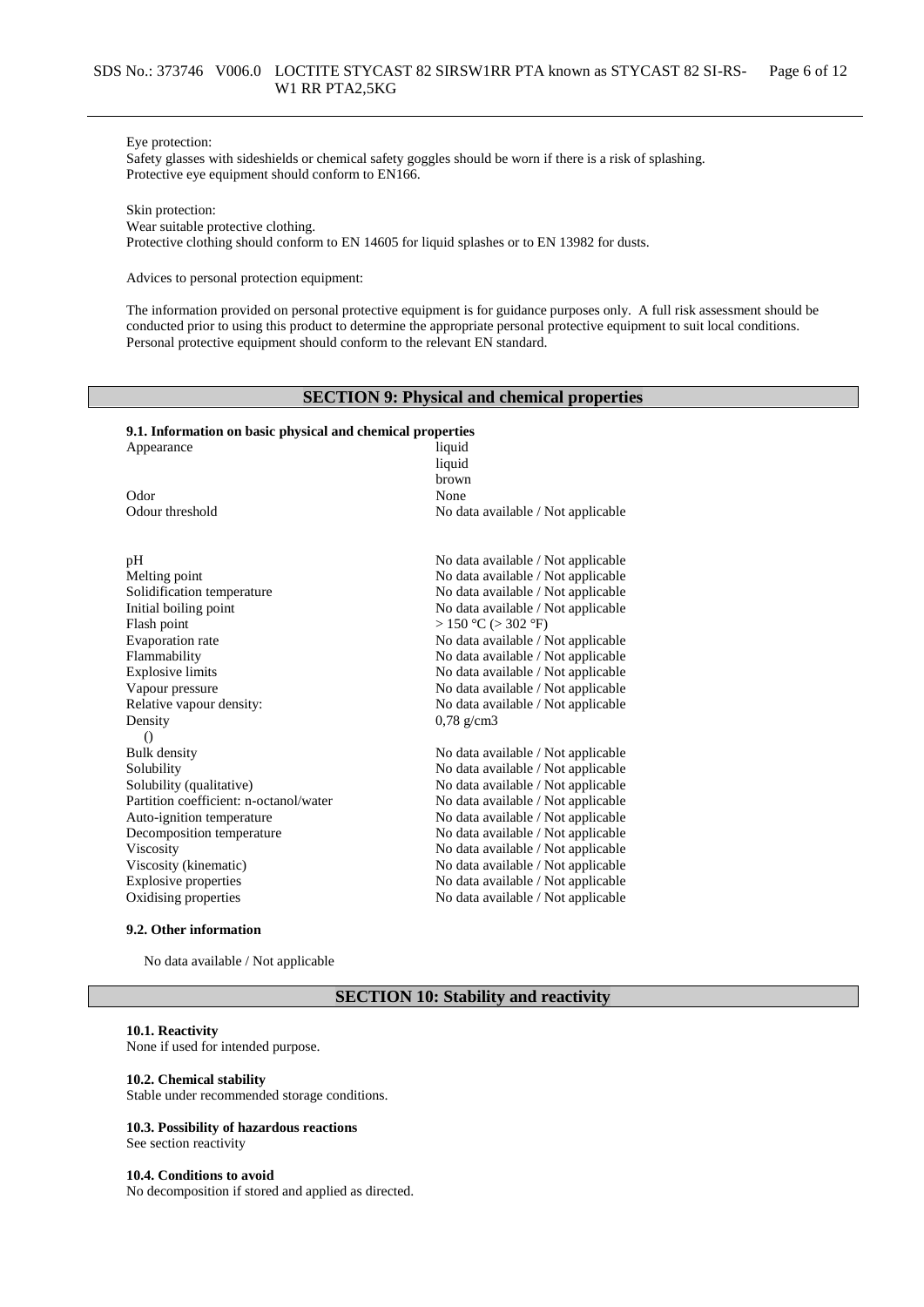Eye protection:
Safety glasses with sideshields or chemical safety goggles should be worn if there is a risk of splashing.
Protective eye equipment should conform to EN166.

Skin protection:
Wear suitable protective clothing.
Protective clothing should conform to EN 14605 for liquid splashes or to EN 13982 for dusts.

Advices to personal protection equipment:

The information provided on personal protective equipment is for guidance purposes only. A full risk assessment should be conducted prior to using this product to determine the appropriate personal protective equipment to suit local conditions. Personal protective equipment should conform to the relevant EN standard.

## SECTION 9: Physical and chemical properties

### 9.1. Information on basic physical and chemical properties

| Property | Value |
|---|---|
| Appearance | liquid<br>liquid<br>brown |
| Odor | None |
| Odour threshold | No data available / Not applicable |
| pH | No data available / Not applicable |
| Melting point | No data available / Not applicable |
| Solidification temperature | No data available / Not applicable |
| Initial boiling point | No data available / Not applicable |
| Flash point | > 150 °C (> 302 °F) |
| Evaporation rate | No data available / Not applicable |
| Flammability | No data available / Not applicable |
| Explosive limits | No data available / Not applicable |
| Vapour pressure | No data available / Not applicable |
| Relative vapour density: | No data available / Not applicable |
| Density<br>() | 0,78 g/cm3 |
| Bulk density | No data available / Not applicable |
| Solubility | No data available / Not applicable |
| Solubility (qualitative) | No data available / Not applicable |
| Partition coefficient: n-octanol/water | No data available / Not applicable |
| Auto-ignition temperature | No data available / Not applicable |
| Decomposition temperature | No data available / Not applicable |
| Viscosity | No data available / Not applicable |
| Viscosity (kinematic) | No data available / Not applicable |
| Explosive properties | No data available / Not applicable |
| Oxidising properties | No data available / Not applicable |

### 9.2. Other information

No data available / Not applicable

## SECTION 10: Stability and reactivity

**10.1. Reactivity**
None if used for intended purpose.

**10.2. Chemical stability**
Stable under recommended storage conditions.

**10.3. Possibility of hazardous reactions**
See section reactivity

**10.4. Conditions to avoid**
No decomposition if stored and applied as directed.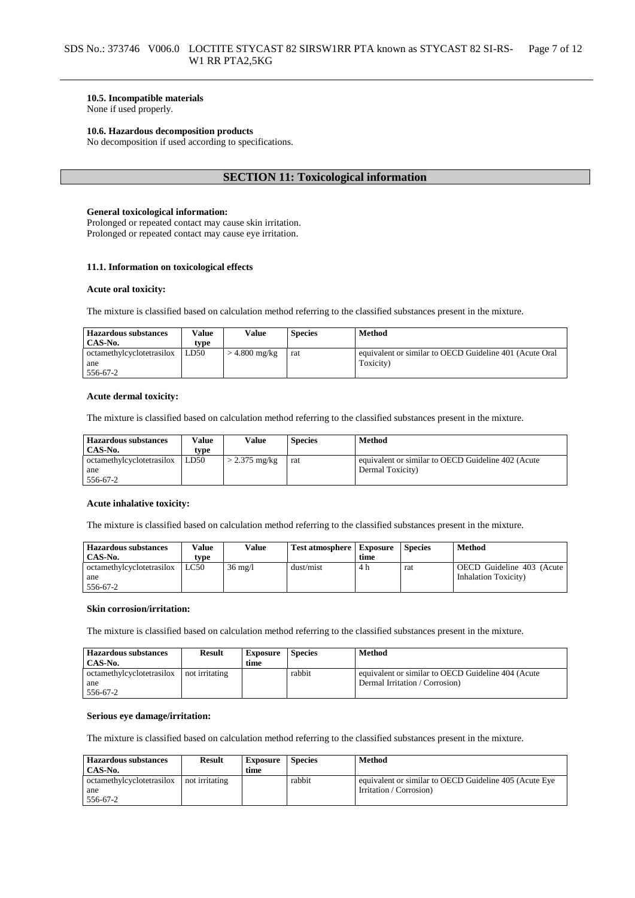**10.5. Incompatible materials**
None if used properly.

**10.6. Hazardous decomposition products**
No decomposition if used according to specifications.

## SECTION 11: Toxicological information

**General toxicological information:**
Prolonged or repeated contact may cause skin irritation.
Prolonged or repeated contact may cause eye irritation.

**11.1. Information on toxicological effects**

**Acute oral toxicity:**

The mixture is classified based on calculation method referring to the classified substances present in the mixture.

| Hazardous substances CAS-No. | Value type | Value | Species | Method |
|---|---|---|---|---|
| octamethylcyclotetrasiloxane 556-67-2 | LD50 | > 4.800 mg/kg | rat | equivalent or similar to OECD Guideline 401 (Acute Oral Toxicity) |

**Acute dermal toxicity:**

The mixture is classified based on calculation method referring to the classified substances present in the mixture.

| Hazardous substances CAS-No. | Value type | Value | Species | Method |
|---|---|---|---|---|
| octamethylcyclotetrasiloxane 556-67-2 | LD50 | > 2.375 mg/kg | rat | equivalent or similar to OECD Guideline 402 (Acute Dermal Toxicity) |

**Acute inhalative toxicity:**

The mixture is classified based on calculation method referring to the classified substances present in the mixture.

| Hazardous substances CAS-No. | Value type | Value | Test atmosphere | Exposure time | Species | Method |
|---|---|---|---|---|---|---|
| octamethylcyclotetrasiloxane 556-67-2 | LC50 | 36 mg/l | dust/mist | 4 h | rat | OECD Guideline 403 (Acute Inhalation Toxicity) |

**Skin corrosion/irritation:**

The mixture is classified based on calculation method referring to the classified substances present in the mixture.

| Hazardous substances CAS-No. | Result | Exposure time | Species | Method |
|---|---|---|---|---|
| octamethylcyclotetrasiloxane 556-67-2 | not irritating | | rabbit | equivalent or similar to OECD Guideline 404 (Acute Dermal Irritation / Corrosion) |

**Serious eye damage/irritation:**

The mixture is classified based on calculation method referring to the classified substances present in the mixture.

| Hazardous substances CAS-No. | Result | Exposure time | Species | Method |
|---|---|---|---|---|
| octamethylcyclotetrasiloxane 556-67-2 | not irritating | | rabbit | equivalent or similar to OECD Guideline 405 (Acute Eye Irritation / Corrosion) |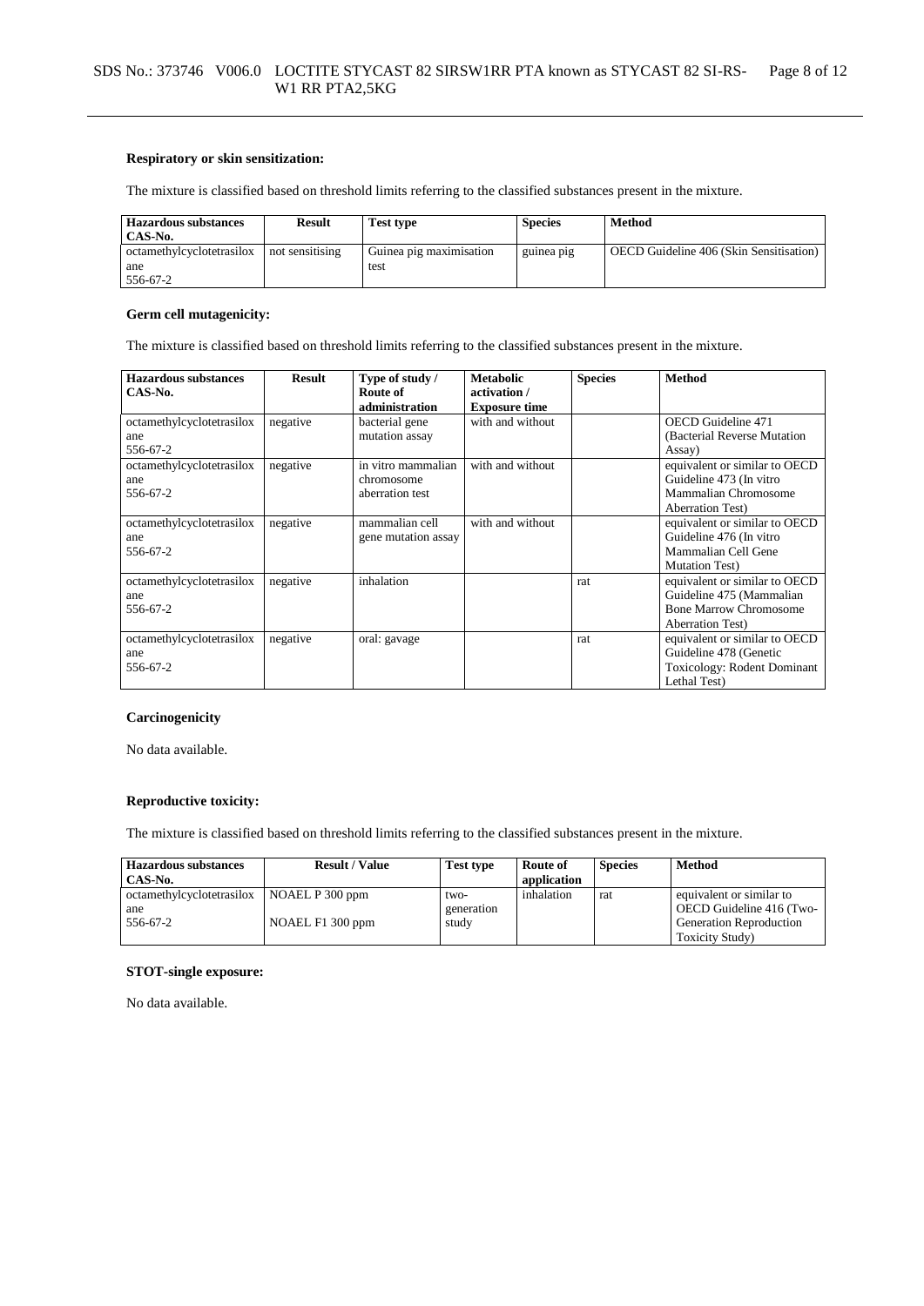**Respiratory or skin sensitization:**

The mixture is classified based on threshold limits referring to the classified substances present in the mixture.

| Hazardous substances CAS-No. | Result | Test type | Species | Method |
|---|---|---|---|---|
| octamethylcyclotetrasiloxane 556-67-2 | not sensitising | Guinea pig maximisation test | guinea pig | OECD Guideline 406 (Skin Sensitisation) |

**Germ cell mutagenicity:**

The mixture is classified based on threshold limits referring to the classified substances present in the mixture.

| Hazardous substances CAS-No. | Result | Type of study / Route of administration | Metabolic activation / Exposure time | Species | Method |
|---|---|---|---|---|---|
| octamethylcyclotetrasiloxane 556-67-2 | negative | bacterial gene mutation assay | with and without | | OECD Guideline 471 (Bacterial Reverse Mutation Assay) |
| octamethylcyclotetrasiloxane 556-67-2 | negative | in vitro mammalian chromosome aberration test | with and without | | equivalent or similar to OECD Guideline 473 (In vitro Mammalian Chromosome Aberration Test) |
| octamethylcyclotetrasiloxane 556-67-2 | negative | mammalian cell gene mutation assay | with and without | | equivalent or similar to OECD Guideline 476 (In vitro Mammalian Cell Gene Mutation Test) |
| octamethylcyclotetrasiloxane 556-67-2 | negative | inhalation | | rat | equivalent or similar to OECD Guideline 475 (Mammalian Bone Marrow Chromosome Aberration Test) |
| octamethylcyclotetrasiloxane 556-67-2 | negative | oral: gavage | | rat | equivalent or similar to OECD Guideline 478 (Genetic Toxicology: Rodent Dominant Lethal Test) |

**Carcinogenicity**

No data available.

**Reproductive toxicity:**

The mixture is classified based on threshold limits referring to the classified substances present in the mixture.

| Hazardous substances CAS-No. | Result / Value | Test type | Route of application | Species | Method |
|---|---|---|---|---|---|
| octamethylcyclotetrasiloxane 556-67-2 | NOAEL P 300 ppm<br>NOAEL F1 300 ppm | two-generation study | inhalation | rat | equivalent or similar to OECD Guideline 416 (Two-Generation Reproduction Toxicity Study) |

**STOT-single exposure:**

No data available.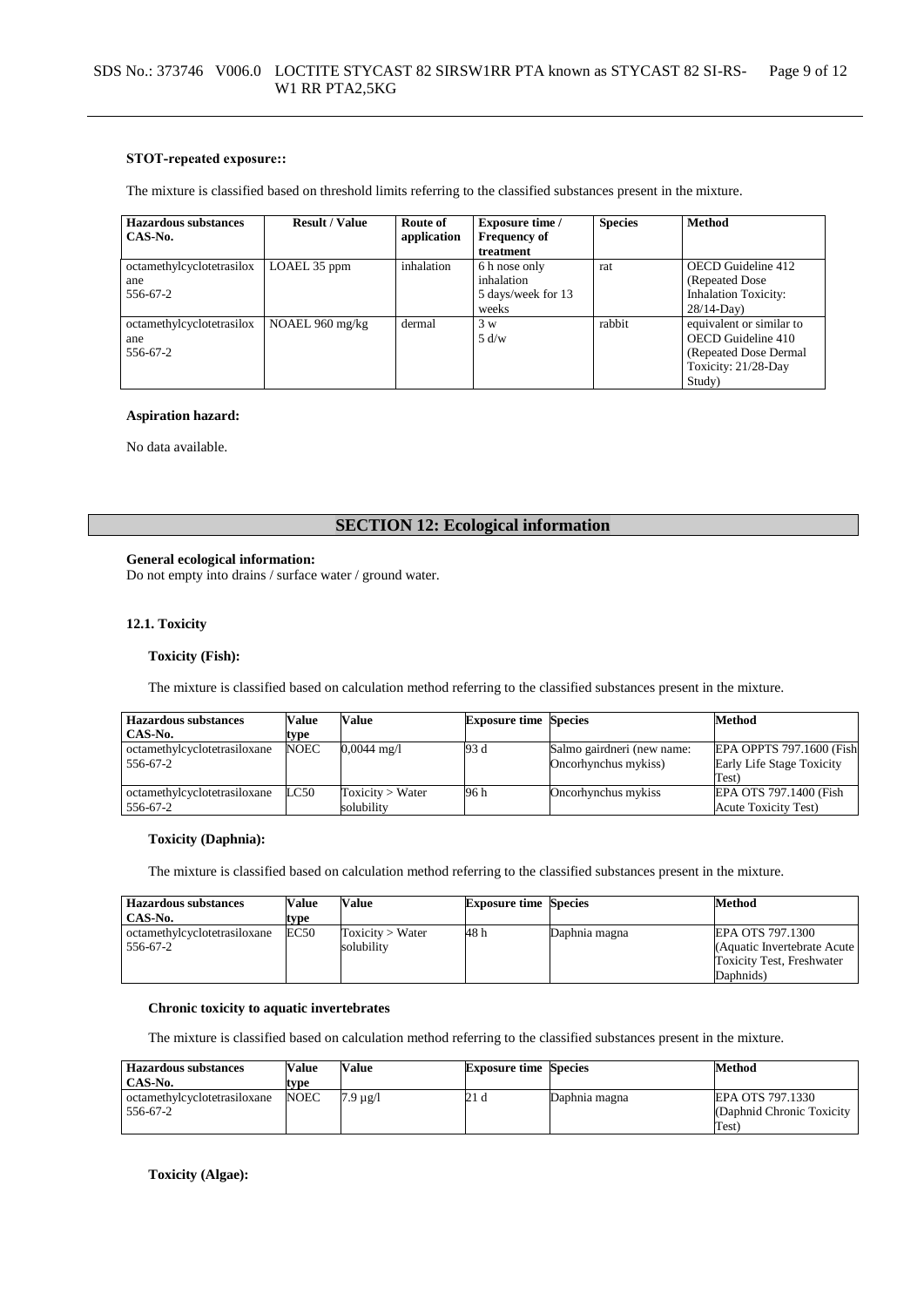**STOT-repeated exposure::**

The mixture is classified based on threshold limits referring to the classified substances present in the mixture.

| Hazardous substances CAS-No. | Result / Value | Route of application | Exposure time / Frequency of treatment | Species | Method |
|---|---|---|---|---|---|
| octamethylcyclotetrasiloxane 556-67-2 | LOAEL 35 ppm | inhalation | 6 h nose only inhalation 5 days/week for 13 weeks | rat | OECD Guideline 412 (Repeated Dose Inhalation Toxicity: 28/14-Day) |
| octamethylcyclotetrasiloxane 556-67-2 | NOAEL 960 mg/kg | dermal | 3 w 5 d/w | rabbit | equivalent or similar to OECD Guideline 410 (Repeated Dose Dermal Toxicity: 21/28-Day Study) |

**Aspiration hazard:**

No data available.

## SECTION 12: Ecological information

**General ecological information:**
Do not empty into drains / surface water / ground water.

### 12.1. Toxicity

**Toxicity (Fish):**

The mixture is classified based on calculation method referring to the classified substances present in the mixture.

| Hazardous substances CAS-No. | Value type | Value | Exposure time | Species | Method |
|---|---|---|---|---|---|
| octamethylcyclotetrasiloxane 556-67-2 | NOEC | 0,0044 mg/l | 93 d | Salmo gairdneri (new name: Oncorhynchus mykiss) | EPA OPPTS 797.1600 (Fish Early Life Stage Toxicity Test) |
| octamethylcyclotetrasiloxane 556-67-2 | LC50 | Toxicity > Water solubility | 96 h | Oncorhynchus mykiss | EPA OTS 797.1400 (Fish Acute Toxicity Test) |

**Toxicity (Daphnia):**

The mixture is classified based on calculation method referring to the classified substances present in the mixture.

| Hazardous substances CAS-No. | Value type | Value | Exposure time | Species | Method |
|---|---|---|---|---|---|
| octamethylcyclotetrasiloxane 556-67-2 | EC50 | Toxicity > Water solubility | 48 h | Daphnia magna | EPA OTS 797.1300 (Aquatic Invertebrate Acute Toxicity Test, Freshwater Daphnids) |

**Chronic toxicity to aquatic invertebrates**

The mixture is classified based on calculation method referring to the classified substances present in the mixture.

| Hazardous substances CAS-No. | Value type | Value | Exposure time | Species | Method |
|---|---|---|---|---|---|
| octamethylcyclotetrasiloxane 556-67-2 | NOEC | 7.9 µg/l | 21 d | Daphnia magna | EPA OTS 797.1330 (Daphnid Chronic Toxicity Test) |

**Toxicity (Algae):**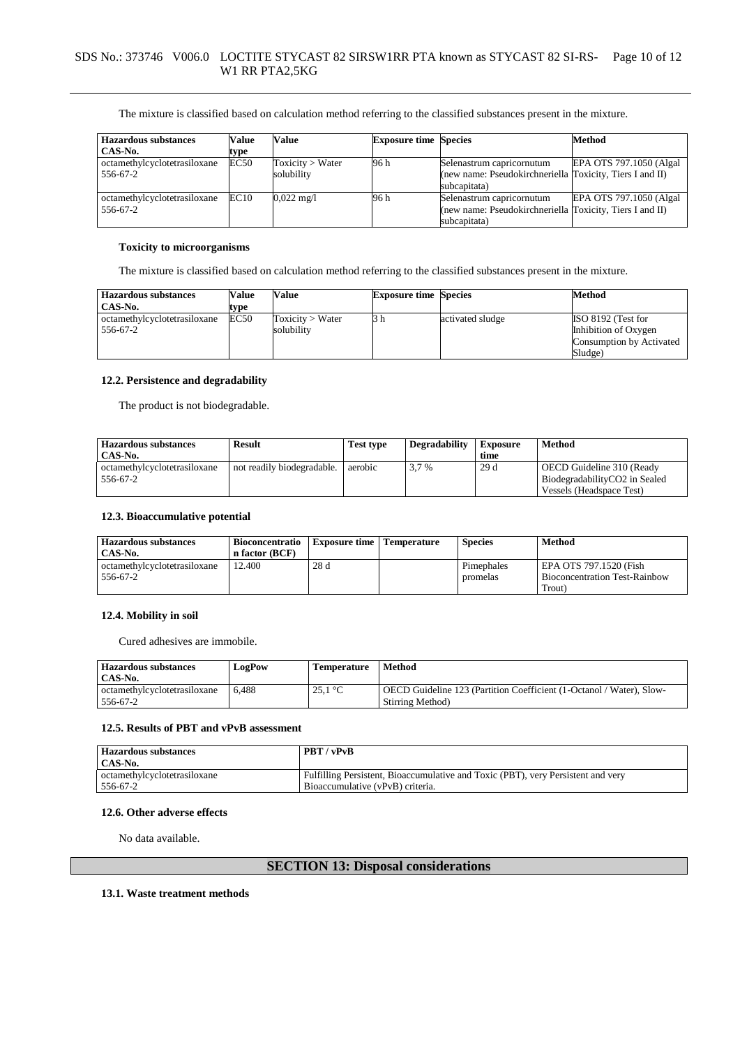The mixture is classified based on calculation method referring to the classified substances present in the mixture.

| Hazardous substances<br>CAS-No. | Value type | Value | Exposure time | Species | Method |
|---|---|---|---|---|---|
| octamethylcyclotetrasiloxane<br>556-67-2 | EC50 | Toxicity > Water solubility | 96 h | Selenastrum capricornutum (new name: Pseudokirchneriella subcapitata) | EPA OTS 797.1050 (Algal Toxicity, Tiers I and II) |
| octamethylcyclotetrasiloxane<br>556-67-2 | EC10 | 0,022 mg/l | 96 h | Selenastrum capricornutum (new name: Pseudokirchneriella subcapitata) | EPA OTS 797.1050 (Algal Toxicity, Tiers I and II) |

**Toxicity to microorganisms**

The mixture is classified based on calculation method referring to the classified substances present in the mixture.

| Hazardous substances<br>CAS-No. | Value type | Value | Exposure time | Species | Method |
|---|---|---|---|---|---|
| octamethylcyclotetrasiloxane<br>556-67-2 | EC50 | Toxicity > Water solubility | 3 h | activated sludge | ISO 8192 (Test for Inhibition of Oxygen Consumption by Activated Sludge) |

### 12.2. Persistence and degradability

The product is not biodegradable.

| Hazardous substances<br>CAS-No. | Result | Test type | Degradability | Exposure time | Method |
|---|---|---|---|---|---|
| octamethylcyclotetrasiloxane<br>556-67-2 | not readily biodegradable. | aerobic | 3,7 % | 29 d | OECD Guideline 310 (Ready BiodegradabilityCO2 in Sealed Vessels (Headspace Test) |

### 12.3. Bioaccumulative potential

| Hazardous substances<br>CAS-No. | Bioconcentration factor (BCF) | Exposure time | Temperature | Species | Method |
|---|---|---|---|---|---|
| octamethylcyclotetrasiloxane<br>556-67-2 | 12.400 | 28 d | | Pimephales promelas | EPA OTS 797.1520 (Fish Bioconcentration Test-Rainbow Trout) |

### 12.4. Mobility in soil

Cured adhesives are immobile.

| Hazardous substances<br>CAS-No. | LogPow | Temperature | Method |
|---|---|---|---|
| octamethylcyclotetrasiloxane<br>556-67-2 | 6,488 | 25,1 °C | OECD Guideline 123 (Partition Coefficient (1-Octanol / Water), Slow-Stirring Method) |

### 12.5. Results of PBT and vPvB assessment

| Hazardous substances<br>CAS-No. | PBT / vPvB |
|---|---|
| octamethylcyclotetrasiloxane<br>556-67-2 | Fulfilling Persistent, Bioaccumulative and Toxic (PBT), very Persistent and very Bioaccumulative (vPvB) criteria. |

### 12.6. Other adverse effects

No data available.

## SECTION 13: Disposal considerations

### 13.1. Waste treatment methods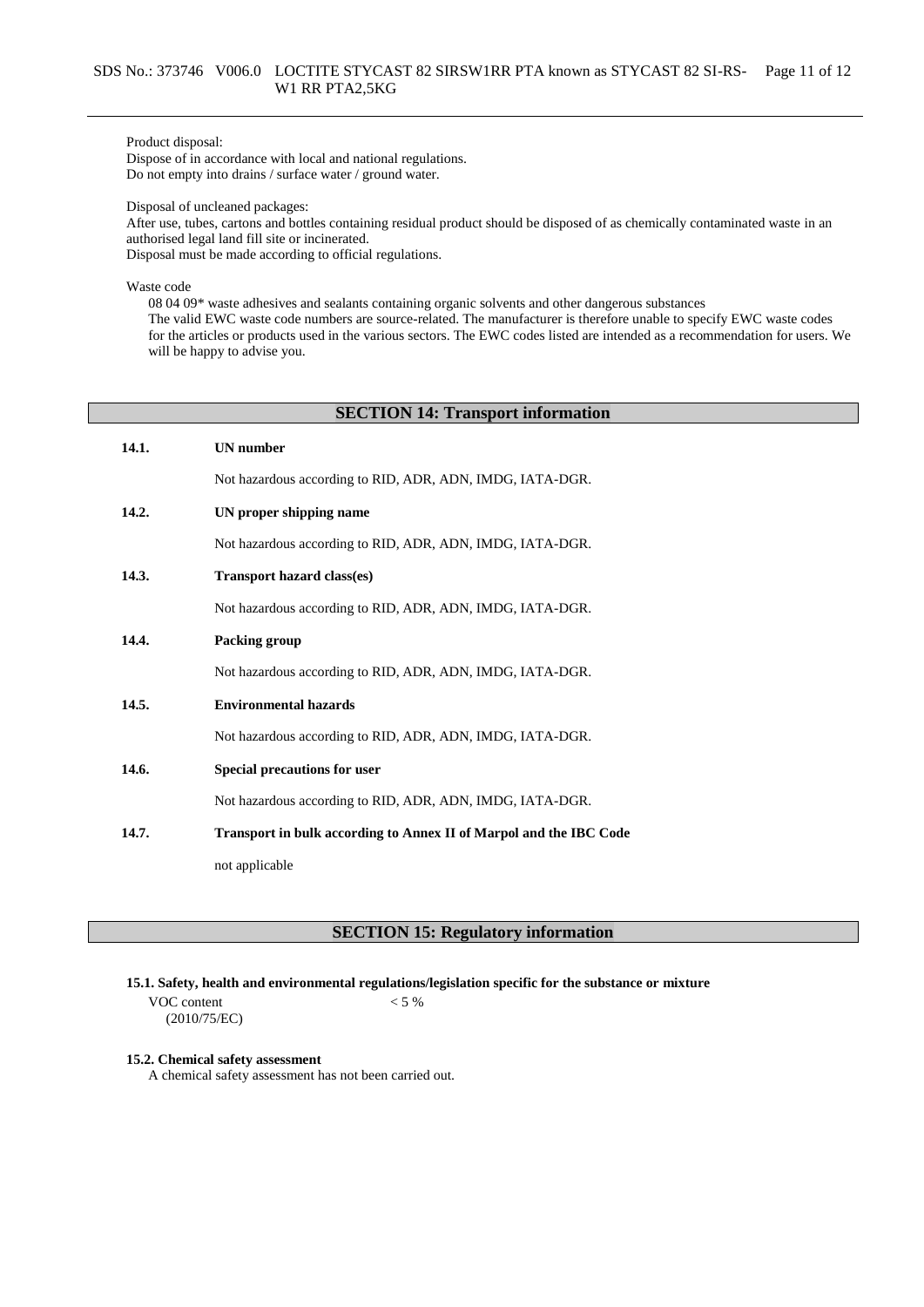Product disposal:
Dispose of in accordance with local and national regulations.
Do not empty into drains / surface water / ground water.

Disposal of uncleaned packages:
After use, tubes, cartons and bottles containing residual product should be disposed of as chemically contaminated waste in an authorised legal land fill site or incinerated.
Disposal must be made according to official regulations.

Waste code

08 04 09* waste adhesives and sealants containing organic solvents and other dangerous substances
The valid EWC waste code numbers are source-related. The manufacturer is therefore unable to specify EWC waste codes for the articles or products used in the various sectors. The EWC codes listed are intended as a recommendation for users. We will be happy to advise you.

## SECTION 14: Transport information

**14.1. UN number**

Not hazardous according to RID, ADR, ADN, IMDG, IATA-DGR.

**14.2. UN proper shipping name**

Not hazardous according to RID, ADR, ADN, IMDG, IATA-DGR.

**14.3. Transport hazard class(es)**

Not hazardous according to RID, ADR, ADN, IMDG, IATA-DGR.

**14.4. Packing group**

Not hazardous according to RID, ADR, ADN, IMDG, IATA-DGR.

**14.5. Environmental hazards**

Not hazardous according to RID, ADR, ADN, IMDG, IATA-DGR.

**14.6. Special precautions for user**

Not hazardous according to RID, ADR, ADN, IMDG, IATA-DGR.

**14.7. Transport in bulk according to Annex II of Marpol and the IBC Code**

not applicable

## SECTION 15: Regulatory information

**15.1. Safety, health and environmental regulations/legislation specific for the substance or mixture**

VOC content (2010/75/EC) < 5 %

**15.2. Chemical safety assessment**

A chemical safety assessment has not been carried out.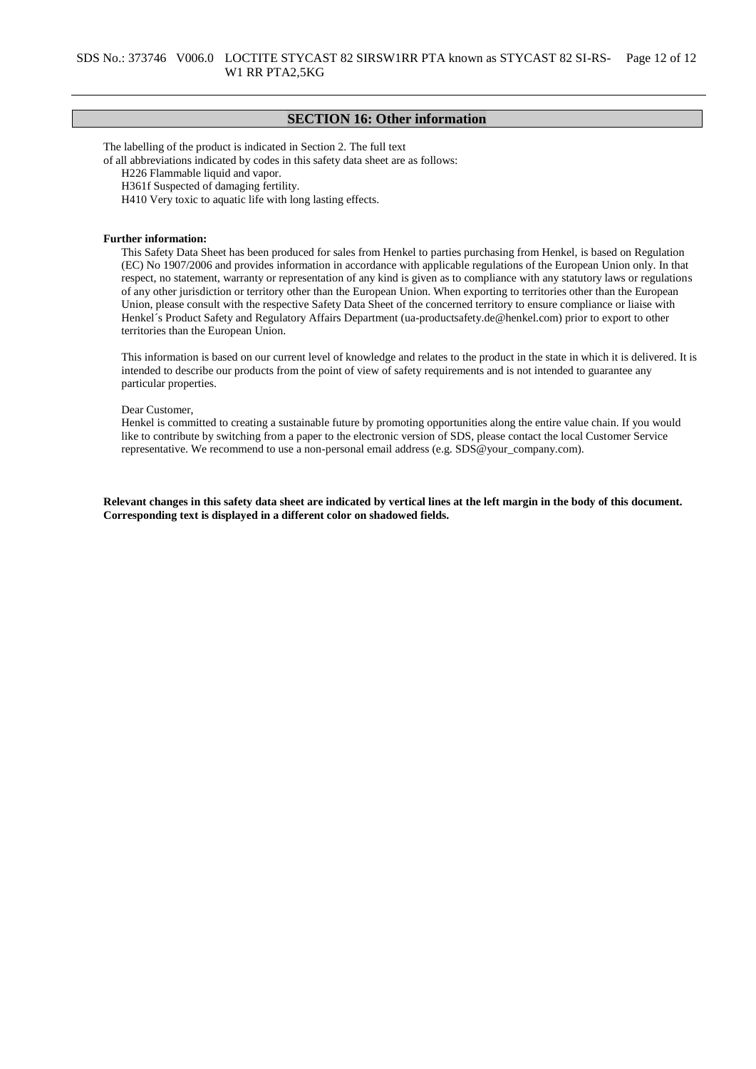## SECTION 16: Other information

The labelling of the product is indicated in Section 2. The full text of all abbreviations indicated by codes in this safety data sheet are as follows:

H226 Flammable liquid and vapor.
H361f Suspected of damaging fertility.
H410 Very toxic to aquatic life with long lasting effects.

**Further information:**

This Safety Data Sheet has been produced for sales from Henkel to parties purchasing from Henkel, is based on Regulation (EC) No 1907/2006 and provides information in accordance with applicable regulations of the European Union only. In that respect, no statement, warranty or representation of any kind is given as to compliance with any statutory laws or regulations of any other jurisdiction or territory other than the European Union. When exporting to territories other than the European Union, please consult with the respective Safety Data Sheet of the concerned territory to ensure compliance or liaise with Henkel´s Product Safety and Regulatory Affairs Department (ua-productsafety.de@henkel.com) prior to export to other territories than the European Union.

This information is based on our current level of knowledge and relates to the product in the state in which it is delivered. It is intended to describe our products from the point of view of safety requirements and is not intended to guarantee any particular properties.

Dear Customer,
Henkel is committed to creating a sustainable future by promoting opportunities along the entire value chain. If you would like to contribute by switching from a paper to the electronic version of SDS, please contact the local Customer Service representative. We recommend to use a non-personal email address (e.g. SDS@your_company.com).

**Relevant changes in this safety data sheet are indicated by vertical lines at the left margin in the body of this document. Corresponding text is displayed in a different color on shadowed fields.**